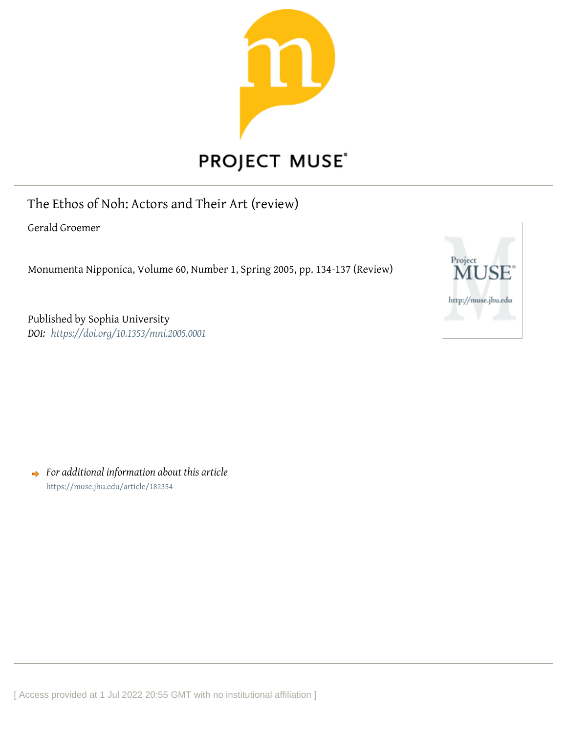# The Ethos of Noh: Actors and Their Art (review)

Gerald Groemer

Monumenta Nipponica, Volume 60, Number 1, Spring 2005, pp. 134-137 (Review)

Published by Sophia University

*DOI:* *https://doi.org/10.1353/mni.2005.0001*

*For additional information about this article*

https://muse.jhu.edu/article/182354

[ Access provided at 1 Jul 2022 20:55 GMT with no institutional affiliation ]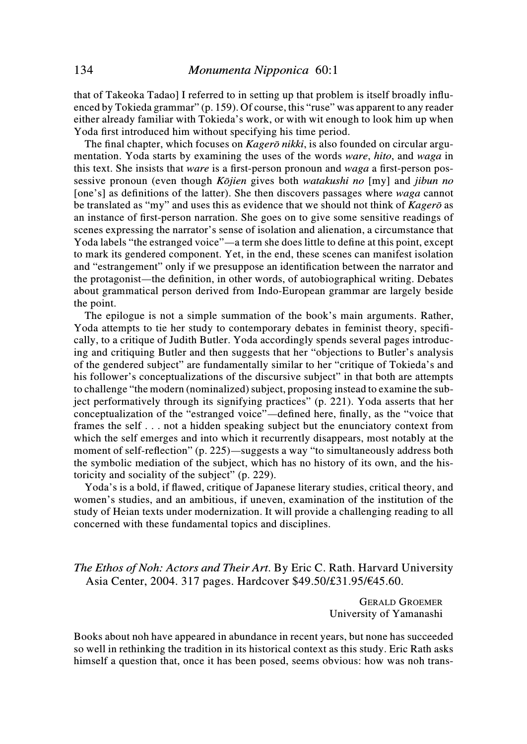that of Takeoka Tadao] I referred to in setting up that problem is itself broadly influenced by Tokieda grammar" (p. 159). Of course, this "ruse" was apparent to any reader either already familiar with Tokieda's work, or with wit enough to look him up when Yoda first introduced him without specifying his time period.

The final chapter, which focuses on *Kagerō nikki*, is also founded on circular argumentation. Yoda starts by examining the uses of the words *ware*, *hito*, and *waga* in this text. She insists that *ware* is a first-person pronoun and *waga* a first-person possessive pronoun (even though *Kōjien* gives both *watakushi no* [my] and *jibun no* [one's] as definitions of the latter). She then discovers passages where *waga* cannot be translated as "my" and uses this as evidence that we should not think of *Kagerō* as an instance of first-person narration. She goes on to give some sensitive readings of scenes expressing the narrator's sense of isolation and alienation, a circumstance that Yoda labels "the estranged voice"—a term she does little to define at this point, except to mark its gendered component. Yet, in the end, these scenes can manifest isolation and "estrangement" only if we presuppose an identification between the narrator and the protagonist—the definition, in other words, of autobiographical writing. Debates about grammatical person derived from Indo-European grammar are largely beside the point.

The epilogue is not a simple summation of the book's main arguments. Rather, Yoda attempts to tie her study to contemporary debates in feminist theory, specifically, to a critique of Judith Butler. Yoda accordingly spends several pages introducing and critiquing Butler and then suggests that her "objections to Butler's analysis of the gendered subject" are fundamentally similar to her "critique of Tokieda's and his follower's conceptualizations of the discursive subject" in that both are attempts to challenge "the modern (nominalized) subject, proposing instead to examine the subject performatively through its signifying practices" (p. 221). Yoda asserts that her conceptualization of the "estranged voice"—defined here, finally, as the "voice that frames the self . . . not a hidden speaking subject but the enunciatory context from which the self emerges and into which it recurrently disappears, most notably at the moment of self-reflection" (p. 225)—suggests a way "to simultaneously address both the symbolic mediation of the subject, which has no history of its own, and the historicity and sociality of the subject" (p. 229).

Yoda's is a bold, if flawed, critique of Japanese literary studies, critical theory, and women's studies, and an ambitious, if uneven, examination of the institution of the study of Heian texts under modernization. It will provide a challenging reading to all concerned with these fundamental topics and disciplines.

## *The Ethos of Noh: Actors and Their Art*. By Eric C. Rath. Harvard University Asia Center, 2004. 317 pages. Hardcover $49.50/£31.95/€45.60.

Gerald Groemer
University of Yamanashi

Books about noh have appeared in abundance in recent years, but none has succeeded so well in rethinking the tradition in its historical context as this study. Eric Rath asks himself a question that, once it has been posed, seems obvious: how was noh trans-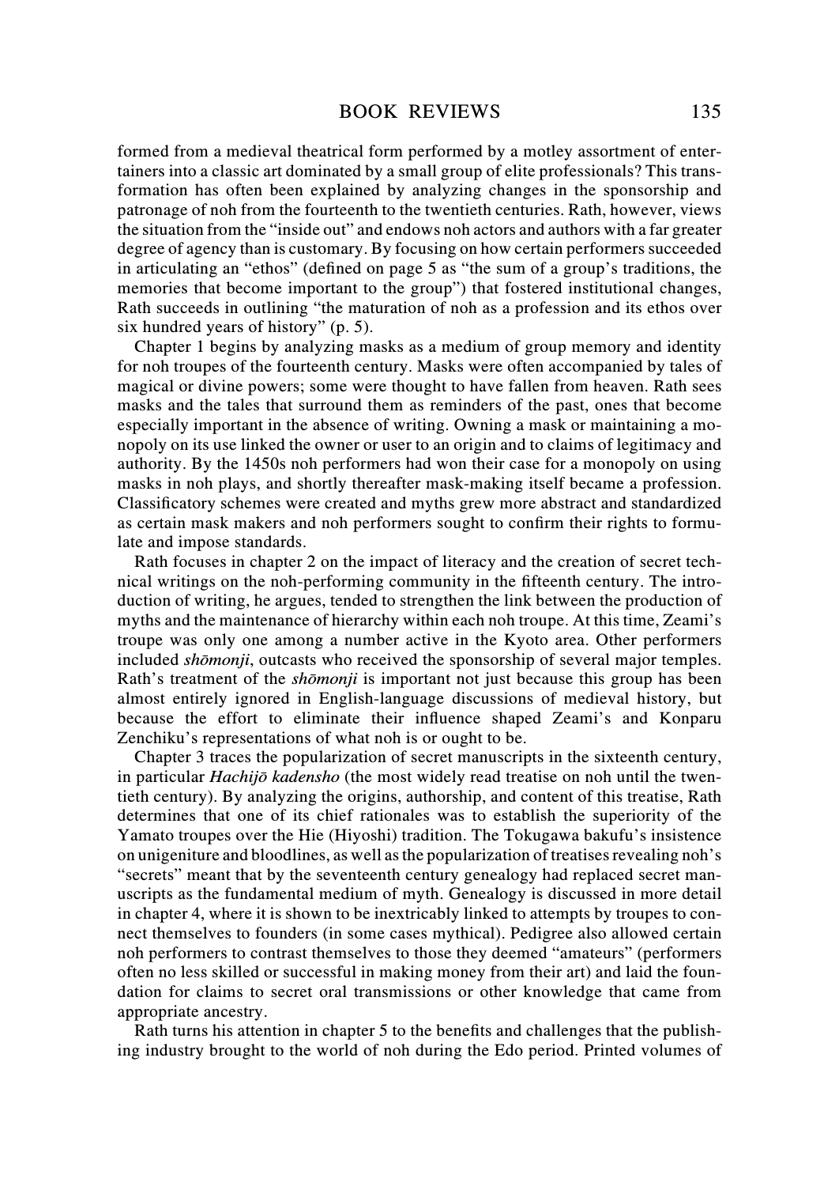formed from a medieval theatrical form performed by a motley assortment of entertainers into a classic art dominated by a small group of elite professionals? This transformation has often been explained by analyzing changes in the sponsorship and patronage of noh from the fourteenth to the twentieth centuries. Rath, however, views the situation from the "inside out" and endows noh actors and authors with a far greater degree of agency than is customary. By focusing on how certain performers succeeded in articulating an "ethos" (defined on page 5 as "the sum of a group's traditions, the memories that become important to the group") that fostered institutional changes, Rath succeeds in outlining "the maturation of noh as a profession and its ethos over six hundred years of history" (p. 5).

Chapter 1 begins by analyzing masks as a medium of group memory and identity for noh troupes of the fourteenth century. Masks were often accompanied by tales of magical or divine powers; some were thought to have fallen from heaven. Rath sees masks and the tales that surround them as reminders of the past, ones that become especially important in the absence of writing. Owning a mask or maintaining a monopoly on its use linked the owner or user to an origin and to claims of legitimacy and authority. By the 1450s noh performers had won their case for a monopoly on using masks in noh plays, and shortly thereafter mask-making itself became a profession. Classificatory schemes were created and myths grew more abstract and standardized as certain mask makers and noh performers sought to confirm their rights to formulate and impose standards.

Rath focuses in chapter 2 on the impact of literacy and the creation of secret technical writings on the noh-performing community in the fifteenth century. The introduction of writing, he argues, tended to strengthen the link between the production of myths and the maintenance of hierarchy within each noh troupe. At this time, Zeami's troupe was only one among a number active in the Kyoto area. Other performers included *shōmonji*, outcasts who received the sponsorship of several major temples. Rath's treatment of the *shōmonji* is important not just because this group has been almost entirely ignored in English-language discussions of medieval history, but because the effort to eliminate their influence shaped Zeami's and Konparu Zenchiku's representations of what noh is or ought to be.

Chapter 3 traces the popularization of secret manuscripts in the sixteenth century, in particular *Hachijō kadensho* (the most widely read treatise on noh until the twentieth century). By analyzing the origins, authorship, and content of this treatise, Rath determines that one of its chief rationales was to establish the superiority of the Yamato troupes over the Hie (Hiyoshi) tradition. The Tokugawa bakufu's insistence on unigeniture and bloodlines, as well as the popularization of treatises revealing noh's "secrets" meant that by the seventeenth century genealogy had replaced secret manuscripts as the fundamental medium of myth. Genealogy is discussed in more detail in chapter 4, where it is shown to be inextricably linked to attempts by troupes to connect themselves to founders (in some cases mythical). Pedigree also allowed certain noh performers to contrast themselves to those they deemed "amateurs" (performers often no less skilled or successful in making money from their art) and laid the foundation for claims to secret oral transmissions or other knowledge that came from appropriate ancestry.

Rath turns his attention in chapter 5 to the benefits and challenges that the publishing industry brought to the world of noh during the Edo period. Printed volumes of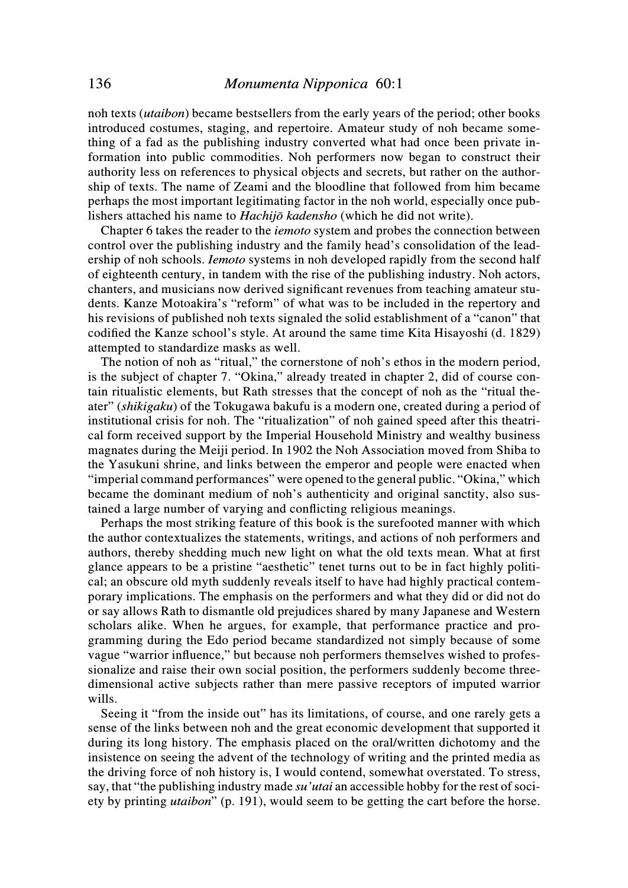noh texts (*utaibon*) became bestsellers from the early years of the period; other books introduced costumes, staging, and repertoire. Amateur study of noh became something of a fad as the publishing industry converted what had once been private information into public commodities. Noh performers now began to construct their authority less on references to physical objects and secrets, but rather on the authorship of texts. The name of Zeami and the bloodline that followed from him became perhaps the most important legitimating factor in the noh world, especially once publishers attached his name to *Hachijō kadensho* (which he did not write).

Chapter 6 takes the reader to the *iemoto* system and probes the connection between control over the publishing industry and the family head's consolidation of the leadership of noh schools. *Iemoto* systems in noh developed rapidly from the second half of eighteenth century, in tandem with the rise of the publishing industry. Noh actors, chanters, and musicians now derived significant revenues from teaching amateur students. Kanze Motoakira's "reform" of what was to be included in the repertory and his revisions of published noh texts signaled the solid establishment of a "canon" that codified the Kanze school's style. At around the same time Kita Hisayoshi (d. 1829) attempted to standardize masks as well.

The notion of noh as "ritual," the cornerstone of noh's ethos in the modern period, is the subject of chapter 7. "Okina," already treated in chapter 2, did of course contain ritualistic elements, but Rath stresses that the concept of noh as the "ritual theater" (*shikigaku*) of the Tokugawa bakufu is a modern one, created during a period of institutional crisis for noh. The "ritualization" of noh gained speed after this theatrical form received support by the Imperial Household Ministry and wealthy business magnates during the Meiji period. In 1902 the Noh Association moved from Shiba to the Yasukuni shrine, and links between the emperor and people were enacted when "imperial command performances" were opened to the general public. "Okina," which became the dominant medium of noh's authenticity and original sanctity, also sustained a large number of varying and conflicting religious meanings.

Perhaps the most striking feature of this book is the surefooted manner with which the author contextualizes the statements, writings, and actions of noh performers and authors, thereby shedding much new light on what the old texts mean. What at first glance appears to be a pristine "aesthetic" tenet turns out to be in fact highly political; an obscure old myth suddenly reveals itself to have had highly practical contemporary implications. The emphasis on the performers and what they did or did not do or say allows Rath to dismantle old prejudices shared by many Japanese and Western scholars alike. When he argues, for example, that performance practice and programming during the Edo period became standardized not simply because of some vague "warrior influence," but because noh performers themselves wished to professionalize and raise their own social position, the performers suddenly become three-dimensional active subjects rather than mere passive receptors of imputed warrior wills.

Seeing it "from the inside out" has its limitations, of course, and one rarely gets a sense of the links between noh and the great economic development that supported it during its long history. The emphasis placed on the oral/written dichotomy and the insistence on seeing the advent of the technology of writing and the printed media as the driving force of noh history is, I would contend, somewhat overstated. To stress, say, that "the publishing industry made *su'utai* an accessible hobby for the rest of society by printing *utaibon*" (p. 191), would seem to be getting the cart before the horse.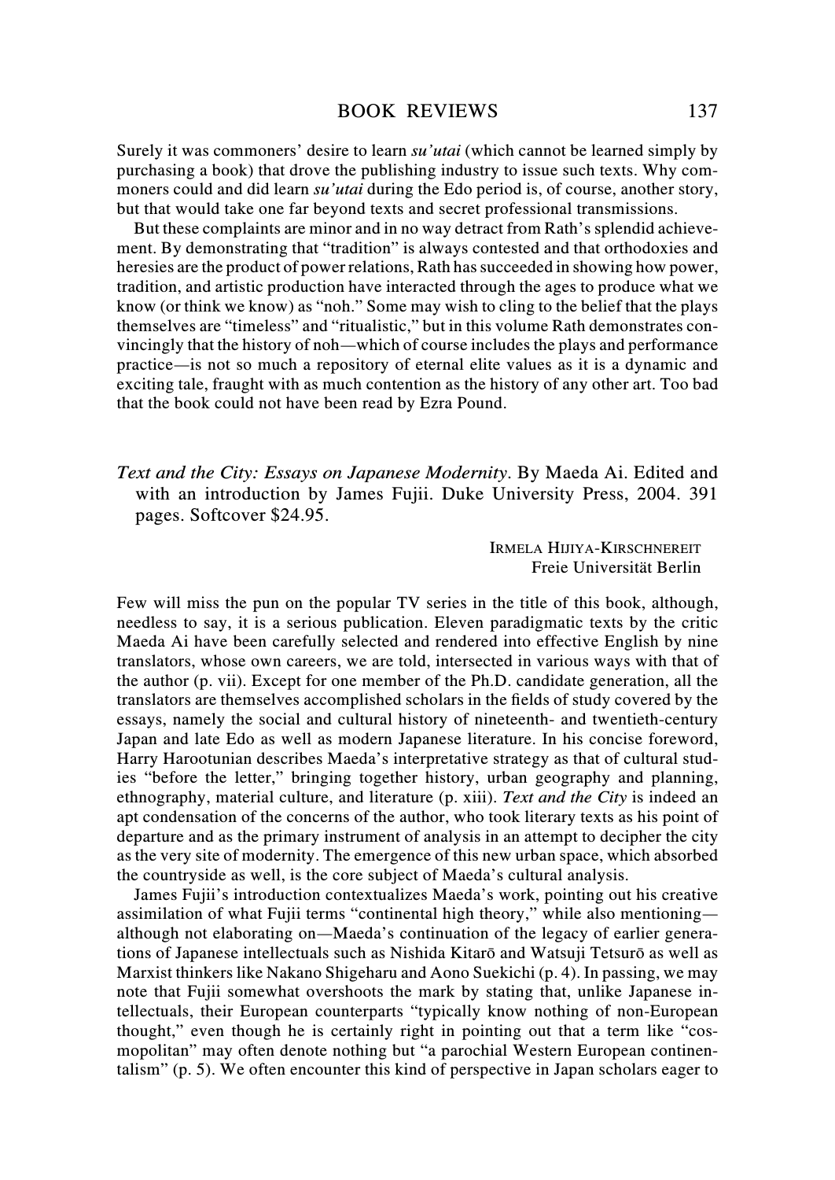Surely it was commoners' desire to learn *su'utai* (which cannot be learned simply by purchasing a book) that drove the publishing industry to issue such texts. Why commoners could and did learn *su'utai* during the Edo period is, of course, another story, but that would take one far beyond texts and secret professional transmissions.

But these complaints are minor and in no way detract from Rath's splendid achievement. By demonstrating that "tradition" is always contested and that orthodoxies and heresies are the product of power relations, Rath has succeeded in showing how power, tradition, and artistic production have interacted through the ages to produce what we know (or think we know) as "noh." Some may wish to cling to the belief that the plays themselves are "timeless" and "ritualistic," but in this volume Rath demonstrates convincingly that the history of noh—which of course includes the plays and performance practice—is not so much a repository of eternal elite values as it is a dynamic and exciting tale, fraught with as much contention as the history of any other art. Too bad that the book could not have been read by Ezra Pound.

## *Text and the City: Essays on Japanese Modernity*. By Maeda Ai. Edited and with an introduction by James Fujii. Duke University Press, 2004. 391 pages. Softcover $24.95.

IRMELA HIJIYA-KIRSCHNEREIT
Freie Universität Berlin

Few will miss the pun on the popular TV series in the title of this book, although, needless to say, it is a serious publication. Eleven paradigmatic texts by the critic Maeda Ai have been carefully selected and rendered into effective English by nine translators, whose own careers, we are told, intersected in various ways with that of the author (p. vii). Except for one member of the Ph.D. candidate generation, all the translators are themselves accomplished scholars in the fields of study covered by the essays, namely the social and cultural history of nineteenth- and twentieth-century Japan and late Edo as well as modern Japanese literature. In his concise foreword, Harry Harootunian describes Maeda's interpretative strategy as that of cultural studies "before the letter," bringing together history, urban geography and planning, ethnography, material culture, and literature (p. xiii). *Text and the City* is indeed an apt condensation of the concerns of the author, who took literary texts as his point of departure and as the primary instrument of analysis in an attempt to decipher the city as the very site of modernity. The emergence of this new urban space, which absorbed the countryside as well, is the core subject of Maeda's cultural analysis.

James Fujii's introduction contextualizes Maeda's work, pointing out his creative assimilation of what Fujii terms "continental high theory," while also mentioning—although not elaborating on—Maeda's continuation of the legacy of earlier generations of Japanese intellectuals such as Nishida Kitarō and Watsuji Tetsurō as well as Marxist thinkers like Nakano Shigeharu and Aono Suekichi (p. 4). In passing, we may note that Fujii somewhat overshoots the mark by stating that, unlike Japanese intellectuals, their European counterparts "typically know nothing of non-European thought," even though he is certainly right in pointing out that a term like "cosmopolitan" may often denote nothing but "a parochial Western European continentalism" (p. 5). We often encounter this kind of perspective in Japan scholars eager to